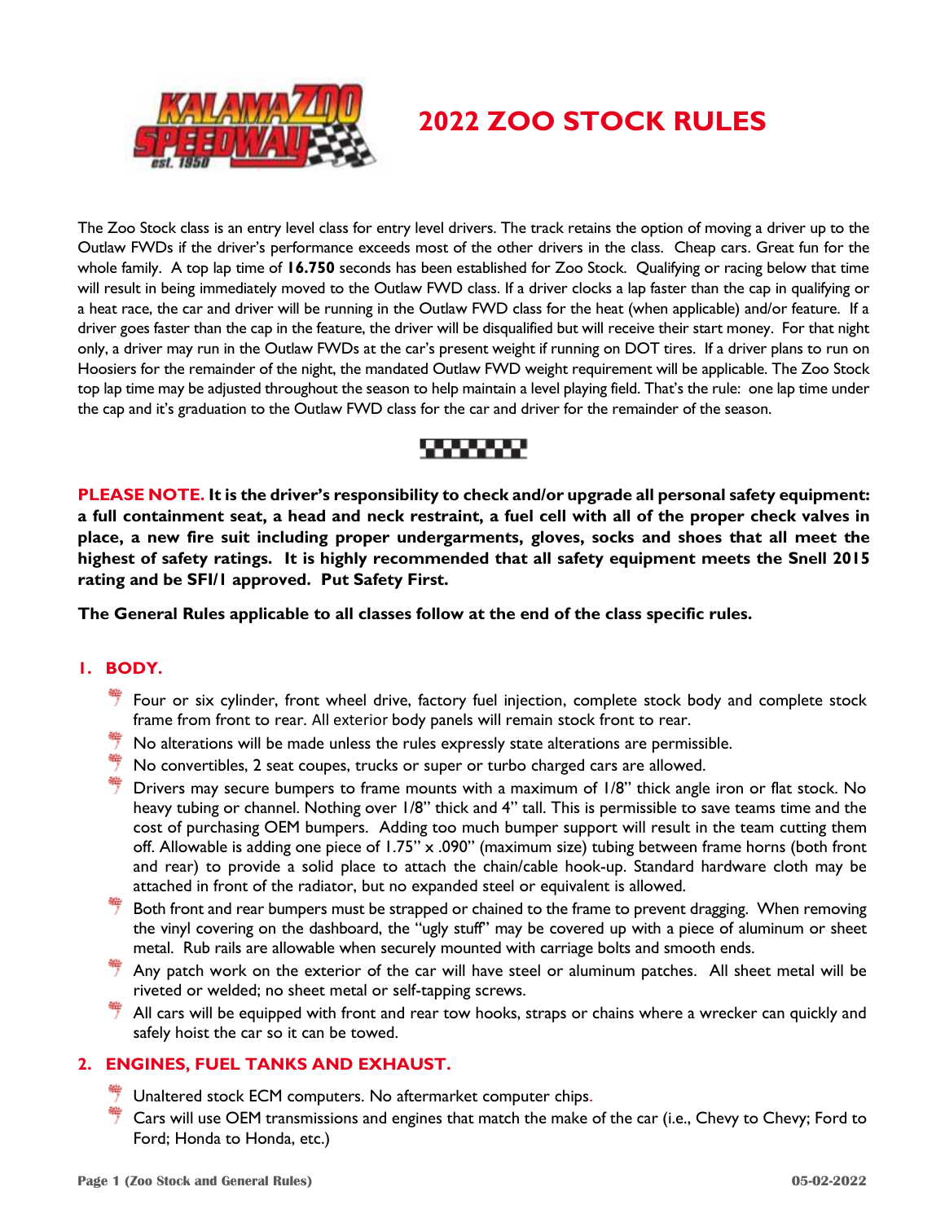# 2022 ZOO STOCK RULES

The Zoo Stock class is an entry level class for entry level drivers. The track retains the option of moving a driver up to the Outlaw FWDs if the driver's performance exceeds most of the other drivers in the class. Cheap cars. Great fun for the whole family. A top lap time of **16.750** seconds has been established for Zoo Stock. Qualifying or racing below that time will result in being immediately moved to the Outlaw FWD class. If a driver clocks a lap faster than the cap in qualifying or a heat race, the car and driver will be running in the Outlaw FWD class for the heat (when applicable) and/or feature. If a driver goes faster than the cap in the feature, the driver will be disqualified but will receive their start money. For that night only, a driver may run in the Outlaw FWDs at the car's present weight if running on DOT tires. If a driver plans to run on Hoosiers for the remainder of the night, the mandated Outlaw FWD weight requirement will be applicable. The Zoo Stock top lap time may be adjusted throughout the season to help maintain a level playing field. That's the rule: one lap time under the cap and it's graduation to the Outlaw FWD class for the car and driver for the remainder of the season.

**PLEASE NOTE. It is the driver's responsibility to check and/or upgrade all personal safety equipment: a full containment seat, a head and neck restraint, a fuel cell with all of the proper check valves in place, a new fire suit including proper undergarments, gloves, socks and shoes that all meet the highest of safety ratings. It is highly recommended that all safety equipment meets the Snell 2015 rating and be SFI/1 approved. Put Safety First.**

**The General Rules applicable to all classes follow at the end of the class specific rules.**

## 1. BODY.

- Four or six cylinder, front wheel drive, factory fuel injection, complete stock body and complete stock frame from front to rear. All exterior body panels will remain stock front to rear.
- No alterations will be made unless the rules expressly state alterations are permissible.
- No convertibles, 2 seat coupes, trucks or super or turbo charged cars are allowed.
- Drivers may secure bumpers to frame mounts with a maximum of 1/8" thick angle iron or flat stock. No heavy tubing or channel. Nothing over 1/8" thick and 4" tall. This is permissible to save teams time and the cost of purchasing OEM bumpers. Adding too much bumper support will result in the team cutting them off. Allowable is adding one piece of 1.75" x .090" (maximum size) tubing between frame horns (both front and rear) to provide a solid place to attach the chain/cable hook-up. Standard hardware cloth may be attached in front of the radiator, but no expanded steel or equivalent is allowed.
- Both front and rear bumpers must be strapped or chained to the frame to prevent dragging. When removing the vinyl covering on the dashboard, the "ugly stuff" may be covered up with a piece of aluminum or sheet metal. Rub rails are allowable when securely mounted with carriage bolts and smooth ends.
- Any patch work on the exterior of the car will have steel or aluminum patches. All sheet metal will be riveted or welded; no sheet metal or self-tapping screws.
- All cars will be equipped with front and rear tow hooks, straps or chains where a wrecker can quickly and safely hoist the car so it can be towed.

## 2. ENGINES, FUEL TANKS AND EXHAUST.

- Unaltered stock ECM computers. No aftermarket computer chips.
- Cars will use OEM transmissions and engines that match the make of the car (i.e., Chevy to Chevy; Ford to Ford; Honda to Honda, etc.)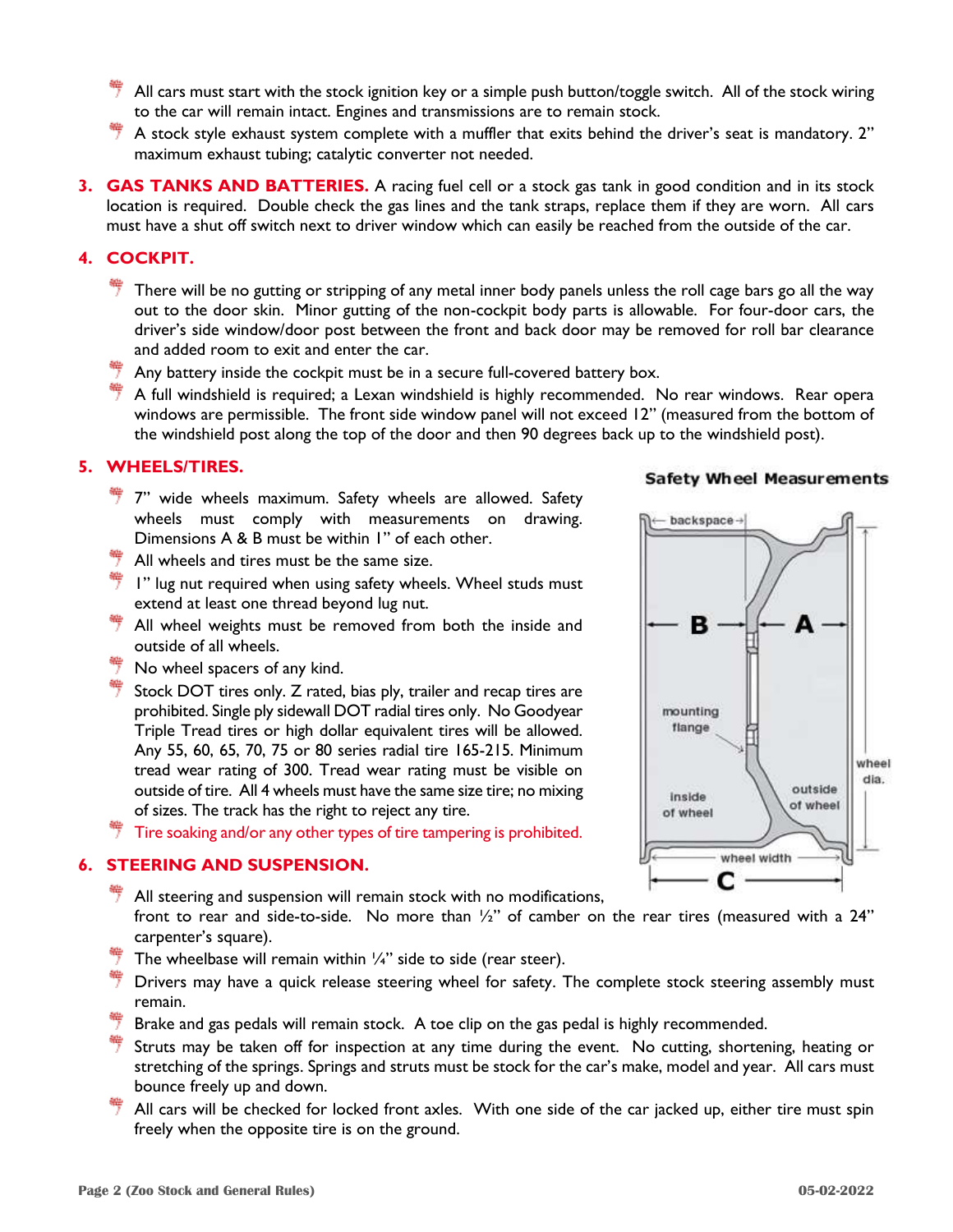- All cars must start with the stock ignition key or a simple push button/toggle switch. All of the stock wiring to the car will remain intact. Engines and transmissions are to remain stock.
- A stock style exhaust system complete with a muffler that exits behind the driver's seat is mandatory. 2" maximum exhaust tubing; catalytic converter not needed.

3. **GAS TANKS AND BATTERIES.** A racing fuel cell or a stock gas tank in good condition and in its stock location is required. Double check the gas lines and the tank straps, replace them if they are worn. All cars must have a shut off switch next to driver window which can easily be reached from the outside of the car.

4. **COCKPIT.**

- There will be no gutting or stripping of any metal inner body panels unless the roll cage bars go all the way out to the door skin. Minor gutting of the non-cockpit body parts is allowable. For four-door cars, the driver's side window/door post between the front and back door may be removed for roll bar clearance and added room to exit and enter the car.
- Any battery inside the cockpit must be in a secure full-covered battery box.
- A full windshield is required; a Lexan windshield is highly recommended. No rear windows. Rear opera windows are permissible. The front side window panel will not exceed 12" (measured from the bottom of the windshield post along the top of the door and then 90 degrees back up to the windshield post).

5. **WHEELS/TIRES.**

- 7" wide wheels maximum. Safety wheels are allowed. Safety wheels must comply with measurements on drawing. Dimensions A & B must be within 1" of each other.
- All wheels and tires must be the same size.
- 1" lug nut required when using safety wheels. Wheel studs must extend at least one thread beyond lug nut.
- All wheel weights must be removed from both the inside and outside of all wheels.
- No wheel spacers of any kind.
- Stock DOT tires only. Z rated, bias ply, trailer and recap tires are prohibited. Single ply sidewall DOT radial tires only. No Goodyear Triple Tread tires or high dollar equivalent tires will be allowed. Any 55, 60, 65, 70, 75 or 80 series radial tire 165-215. Minimum tread wear rating of 300. Tread wear rating must be visible on outside of tire. All 4 wheels must have the same size tire; no mixing of sizes. The track has the right to reject any tire.
- Tire soaking and/or any other types of tire tampering is prohibited.

**Safety Wheel Measurements**

6. **STEERING AND SUSPENSION.**

- All steering and suspension will remain stock with no modifications, front to rear and side-to-side. No more than ½" of camber on the rear tires (measured with a 24" carpenter's square).
- The wheelbase will remain within ¼" side to side (rear steer).
- Drivers may have a quick release steering wheel for safety. The complete stock steering assembly must remain.
- Brake and gas pedals will remain stock. A toe clip on the gas pedal is highly recommended.
- Struts may be taken off for inspection at any time during the event. No cutting, shortening, heating or stretching of the springs. Springs and struts must be stock for the car's make, model and year. All cars must bounce freely up and down.
- All cars will be checked for locked front axles. With one side of the car jacked up, either tire must spin freely when the opposite tire is on the ground.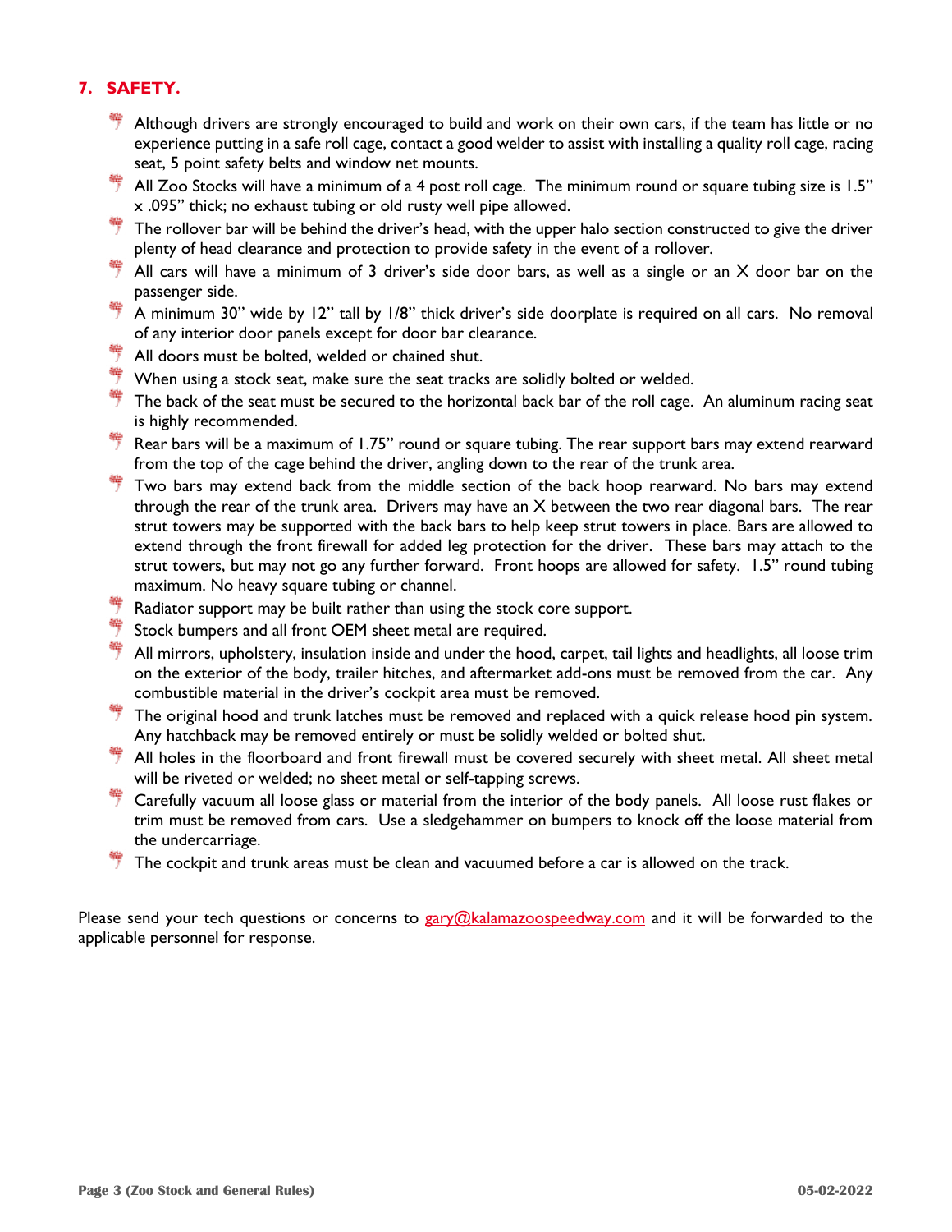## 7. SAFETY.

- Although drivers are strongly encouraged to build and work on their own cars, if the team has little or no experience putting in a safe roll cage, contact a good welder to assist with installing a quality roll cage, racing seat, 5 point safety belts and window net mounts.
- All Zoo Stocks will have a minimum of a 4 post roll cage. The minimum round or square tubing size is 1.5" x .095" thick; no exhaust tubing or old rusty well pipe allowed.
- The rollover bar will be behind the driver's head, with the upper halo section constructed to give the driver plenty of head clearance and protection to provide safety in the event of a rollover.
- All cars will have a minimum of 3 driver's side door bars, as well as a single or an X door bar on the passenger side.
- A minimum 30" wide by 12" tall by 1/8" thick driver's side doorplate is required on all cars. No removal of any interior door panels except for door bar clearance.
- All doors must be bolted, welded or chained shut.
- When using a stock seat, make sure the seat tracks are solidly bolted or welded.
- The back of the seat must be secured to the horizontal back bar of the roll cage. An aluminum racing seat is highly recommended.
- Rear bars will be a maximum of 1.75" round or square tubing. The rear support bars may extend rearward from the top of the cage behind the driver, angling down to the rear of the trunk area.
- Two bars may extend back from the middle section of the back hoop rearward. No bars may extend through the rear of the trunk area. Drivers may have an X between the two rear diagonal bars. The rear strut towers may be supported with the back bars to help keep strut towers in place. Bars are allowed to extend through the front firewall for added leg protection for the driver. These bars may attach to the strut towers, but may not go any further forward. Front hoops are allowed for safety. 1.5" round tubing maximum. No heavy square tubing or channel.
- Radiator support may be built rather than using the stock core support.
- Stock bumpers and all front OEM sheet metal are required.
- All mirrors, upholstery, insulation inside and under the hood, carpet, tail lights and headlights, all loose trim on the exterior of the body, trailer hitches, and aftermarket add-ons must be removed from the car. Any combustible material in the driver's cockpit area must be removed.
- The original hood and trunk latches must be removed and replaced with a quick release hood pin system. Any hatchback may be removed entirely or must be solidly welded or bolted shut.
- All holes in the floorboard and front firewall must be covered securely with sheet metal. All sheet metal will be riveted or welded; no sheet metal or self-tapping screws.
- Carefully vacuum all loose glass or material from the interior of the body panels. All loose rust flakes or trim must be removed from cars. Use a sledgehammer on bumpers to knock off the loose material from the undercarriage.
- The cockpit and trunk areas must be clean and vacuumed before a car is allowed on the track.

Please send your tech questions or concerns to gary@kalamazoospeedway.com and it will be forwarded to the applicable personnel for response.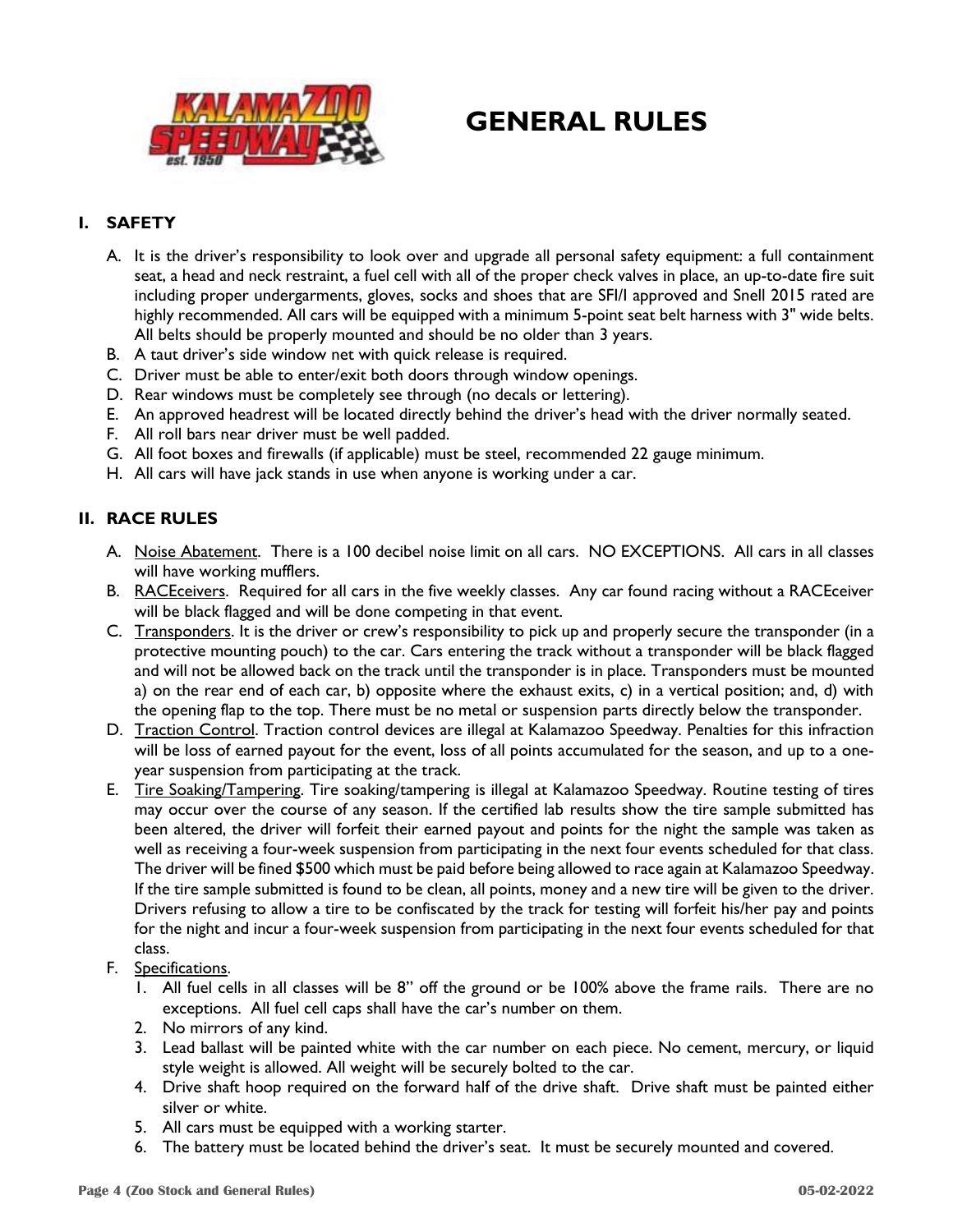// GENERAL RULES

## I. SAFETY

A. It is the driver's responsibility to look over and upgrade all personal safety equipment: a full containment seat, a head and neck restraint, a fuel cell with all of the proper check valves in place, an up-to-date fire suit including proper undergarments, gloves, socks and shoes that are SFI/I approved and Snell 2015 rated are highly recommended. All cars will be equipped with a minimum 5-point seat belt harness with 3" wide belts. All belts should be properly mounted and should be no older than 3 years.
B. A taut driver's side window net with quick release is required.
C. Driver must be able to enter/exit both doors through window openings.
D. Rear windows must be completely see through (no decals or lettering).
E. An approved headrest will be located directly behind the driver's head with the driver normally seated.
F. All roll bars near driver must be well padded.
G. All foot boxes and firewalls (if applicable) must be steel, recommended 22 gauge minimum.
H. All cars will have jack stands in use when anyone is working under a car.

## II. RACE RULES

A. Noise Abatement. There is a 100 decibel noise limit on all cars. NO EXCEPTIONS. All cars in all classes will have working mufflers.
B. RACEceivers. Required for all cars in the five weekly classes. Any car found racing without a RACEceiver will be black flagged and will be done competing in that event.
C. Transponders. It is the driver or crew's responsibility to pick up and properly secure the transponder (in a protective mounting pouch) to the car. Cars entering the track without a transponder will be black flagged and will not be allowed back on the track until the transponder is in place. Transponders must be mounted a) on the rear end of each car, b) opposite where the exhaust exits, c) in a vertical position; and, d) with the opening flap to the top. There must be no metal or suspension parts directly below the transponder.
D. Traction Control. Traction control devices are illegal at Kalamazoo Speedway. Penalties for this infraction will be loss of earned payout for the event, loss of all points accumulated for the season, and up to a one-year suspension from participating at the track.
E. Tire Soaking/Tampering. Tire soaking/tampering is illegal at Kalamazoo Speedway. Routine testing of tires may occur over the course of any season. If the certified lab results show the tire sample submitted has been altered, the driver will forfeit their earned payout and points for the night the sample was taken as well as receiving a four-week suspension from participating in the next four events scheduled for that class. The driver will be fined $500 which must be paid before being allowed to race again at Kalamazoo Speedway. If the tire sample submitted is found to be clean, all points, money and a new tire will be given to the driver. Drivers refusing to allow a tire to be confiscated by the track for testing will forfeit his/her pay and points for the night and incur a four-week suspension from participating in the next four events scheduled for that class.
F. Specifications.
   1. All fuel cells in all classes will be 8" off the ground or be 100% above the frame rails. There are no exceptions. All fuel cell caps shall have the car's number on them.
   2. No mirrors of any kind.
   3. Lead ballast will be painted white with the car number on each piece. No cement, mercury, or liquid style weight is allowed. All weight will be securely bolted to the car.
   4. Drive shaft hoop required on the forward half of the drive shaft. Drive shaft must be painted either silver or white.
   5. All cars must be equipped with a working starter.
   6. The battery must be located behind the driver's seat. It must be securely mounted and covered.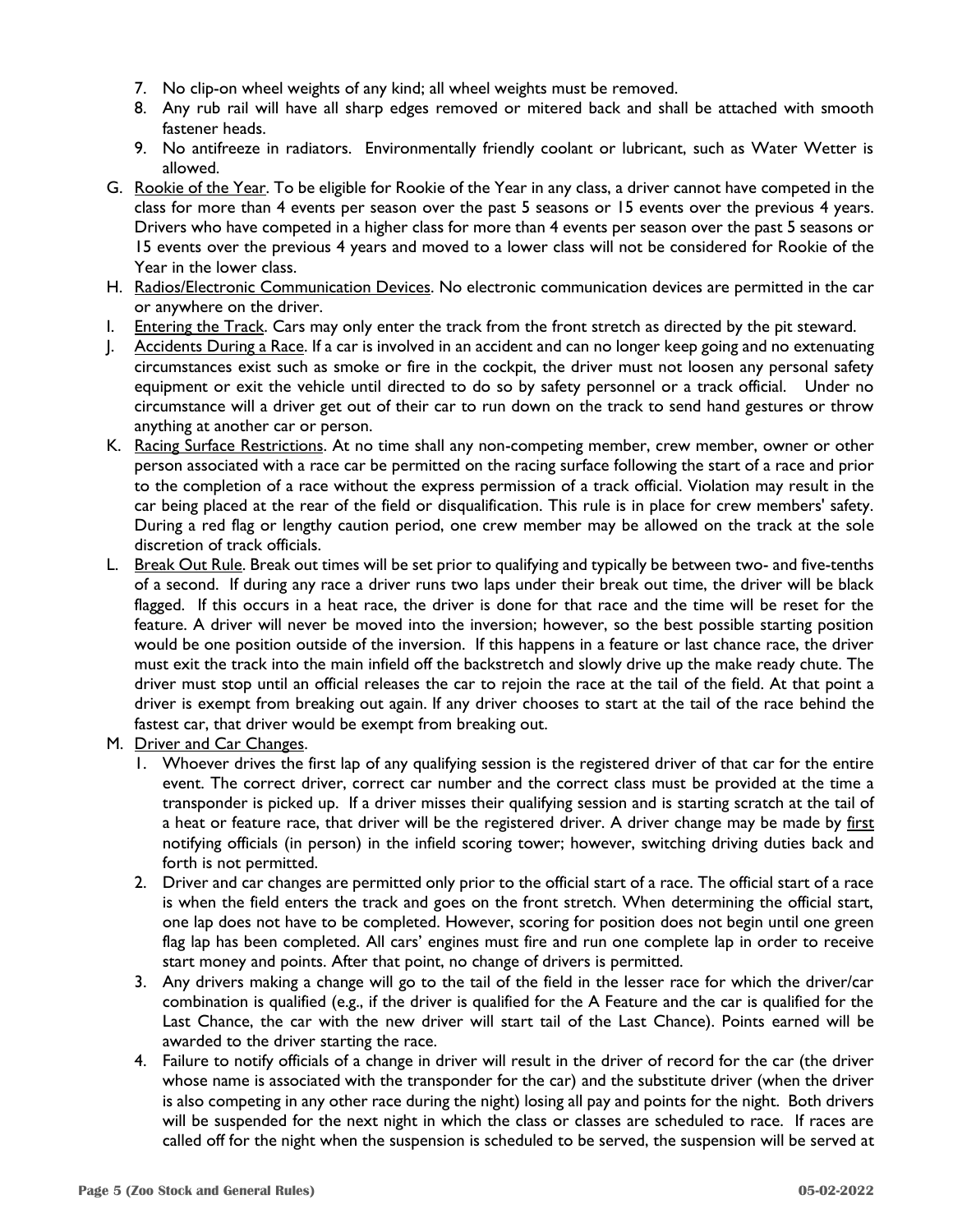7. No clip-on wheel weights of any kind; all wheel weights must be removed.
8. Any rub rail will have all sharp edges removed or mitered back and shall be attached with smooth fastener heads.
9. No antifreeze in radiators. Environmentally friendly coolant or lubricant, such as Water Wetter is allowed.

G. <u>Rookie of the Year</u>. To be eligible for Rookie of the Year in any class, a driver cannot have competed in the class for more than 4 events per season over the past 5 seasons or 15 events over the previous 4 years. Drivers who have competed in a higher class for more than 4 events per season over the past 5 seasons or 15 events over the previous 4 years and moved to a lower class will not be considered for Rookie of the Year in the lower class.

H. <u>Radios/Electronic Communication Devices</u>. No electronic communication devices are permitted in the car or anywhere on the driver.

I. <u>Entering the Track</u>. Cars may only enter the track from the front stretch as directed by the pit steward.

J. <u>Accidents During a Race</u>. If a car is involved in an accident and can no longer keep going and no extenuating circumstances exist such as smoke or fire in the cockpit, the driver must not loosen any personal safety equipment or exit the vehicle until directed to do so by safety personnel or a track official. Under no circumstance will a driver get out of their car to run down on the track to send hand gestures or throw anything at another car or person.

K. <u>Racing Surface Restrictions</u>. At no time shall any non-competing member, crew member, owner or other person associated with a race car be permitted on the racing surface following the start of a race and prior to the completion of a race without the express permission of a track official. Violation may result in the car being placed at the rear of the field or disqualification. This rule is in place for crew members' safety. During a red flag or lengthy caution period, one crew member may be allowed on the track at the sole discretion of track officials.

L. <u>Break Out Rule</u>. Break out times will be set prior to qualifying and typically be between two- and five-tenths of a second. If during any race a driver runs two laps under their break out time, the driver will be black flagged. If this occurs in a heat race, the driver is done for that race and the time will be reset for the feature. A driver will never be moved into the inversion; however, so the best possible starting position would be one position outside of the inversion. If this happens in a feature or last chance race, the driver must exit the track into the main infield off the backstretch and slowly drive up the make ready chute. The driver must stop until an official releases the car to rejoin the race at the tail of the field. At that point a driver is exempt from breaking out again. If any driver chooses to start at the tail of the race behind the fastest car, that driver would be exempt from breaking out.

M. <u>Driver and Car Changes</u>.
1. Whoever drives the first lap of any qualifying session is the registered driver of that car for the entire event. The correct driver, correct car number and the correct class must be provided at the time a transponder is picked up. If a driver misses their qualifying session and is starting scratch at the tail of a heat or feature race, that driver will be the registered driver. A driver change may be made by <u>first</u> notifying officials (in person) in the infield scoring tower; however, switching driving duties back and forth is not permitted.
2. Driver and car changes are permitted only prior to the official start of a race. The official start of a race is when the field enters the track and goes on the front stretch. When determining the official start, one lap does not have to be completed. However, scoring for position does not begin until one green flag lap has been completed. All cars' engines must fire and run one complete lap in order to receive start money and points. After that point, no change of drivers is permitted.
3. Any drivers making a change will go to the tail of the field in the lesser race for which the driver/car combination is qualified (e.g., if the driver is qualified for the A Feature and the car is qualified for the Last Chance, the car with the new driver will start tail of the Last Chance). Points earned will be awarded to the driver starting the race.
4. Failure to notify officials of a change in driver will result in the driver of record for the car (the driver whose name is associated with the transponder for the car) and the substitute driver (when the driver is also competing in any other race during the night) losing all pay and points for the night. Both drivers will be suspended for the next night in which the class or classes are scheduled to race. If races are called off for the night when the suspension is scheduled to be served, the suspension will be served at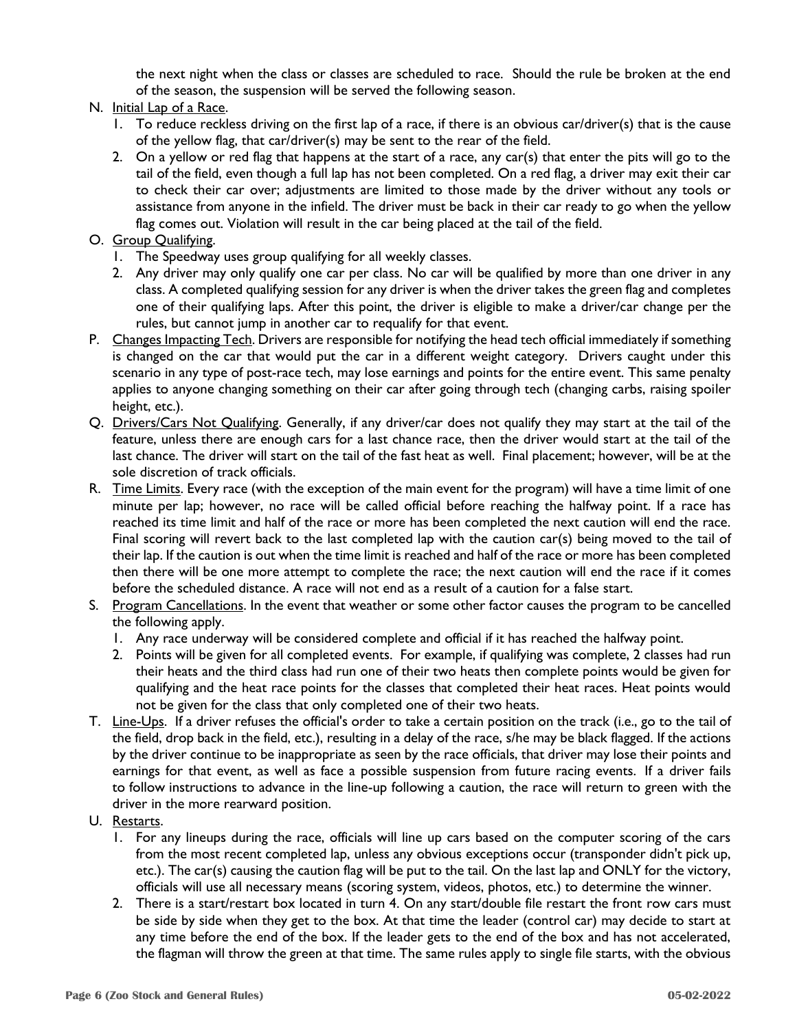the next night when the class or classes are scheduled to race. Should the rule be broken at the end of the season, the suspension will be served the following season.

N. Initial Lap of a Race.
   1. To reduce reckless driving on the first lap of a race, if there is an obvious car/driver(s) that is the cause of the yellow flag, that car/driver(s) may be sent to the rear of the field.
   2. On a yellow or red flag that happens at the start of a race, any car(s) that enter the pits will go to the tail of the field, even though a full lap has not been completed. On a red flag, a driver may exit their car to check their car over; adjustments are limited to those made by the driver without any tools or assistance from anyone in the infield. The driver must be back in their car ready to go when the yellow flag comes out. Violation will result in the car being placed at the tail of the field.

O. Group Qualifying.
   1. The Speedway uses group qualifying for all weekly classes.
   2. Any driver may only qualify one car per class. No car will be qualified by more than one driver in any class. A completed qualifying session for any driver is when the driver takes the green flag and completes one of their qualifying laps. After this point, the driver is eligible to make a driver/car change per the rules, but cannot jump in another car to requalify for that event.

P. Changes Impacting Tech. Drivers are responsible for notifying the head tech official immediately if something is changed on the car that would put the car in a different weight category. Drivers caught under this scenario in any type of post-race tech, may lose earnings and points for the entire event. This same penalty applies to anyone changing something on their car after going through tech (changing carbs, raising spoiler height, etc.).

Q. Drivers/Cars Not Qualifying. Generally, if any driver/car does not qualify they may start at the tail of the feature, unless there are enough cars for a last chance race, then the driver would start at the tail of the last chance. The driver will start on the tail of the fast heat as well. Final placement; however, will be at the sole discretion of track officials.

R. Time Limits. Every race (with the exception of the main event for the program) will have a time limit of one minute per lap; however, no race will be called official before reaching the halfway point. If a race has reached its time limit and half of the race or more has been completed the next caution will end the race. Final scoring will revert back to the last completed lap with the caution car(s) being moved to the tail of their lap. If the caution is out when the time limit is reached and half of the race or more has been completed then there will be one more attempt to complete the race; the next caution will end the race if it comes before the scheduled distance. A race will not end as a result of a caution for a false start.

S. Program Cancellations. In the event that weather or some other factor causes the program to be cancelled the following apply.
   1. Any race underway will be considered complete and official if it has reached the halfway point.
   2. Points will be given for all completed events. For example, if qualifying was complete, 2 classes had run their heats and the third class had run one of their two heats then complete points would be given for qualifying and the heat race points for the classes that completed their heat races. Heat points would not be given for the class that only completed one of their two heats.

T. Line-Ups. If a driver refuses the official's order to take a certain position on the track (i.e., go to the tail of the field, drop back in the field, etc.), resulting in a delay of the race, s/he may be black flagged. If the actions by the driver continue to be inappropriate as seen by the race officials, that driver may lose their points and earnings for that event, as well as face a possible suspension from future racing events. If a driver fails to follow instructions to advance in the line-up following a caution, the race will return to green with the driver in the more rearward position.

U. Restarts.
   1. For any lineups during the race, officials will line up cars based on the computer scoring of the cars from the most recent completed lap, unless any obvious exceptions occur (transponder didn't pick up, etc.). The car(s) causing the caution flag will be put to the tail. On the last lap and ONLY for the victory, officials will use all necessary means (scoring system, videos, photos, etc.) to determine the winner.
   2. There is a start/restart box located in turn 4. On any start/double file restart the front row cars must be side by side when they get to the box. At that time the leader (control car) may decide to start at any time before the end of the box. If the leader gets to the end of the box and has not accelerated, the flagman will throw the green at that time. The same rules apply to single file starts, with the obvious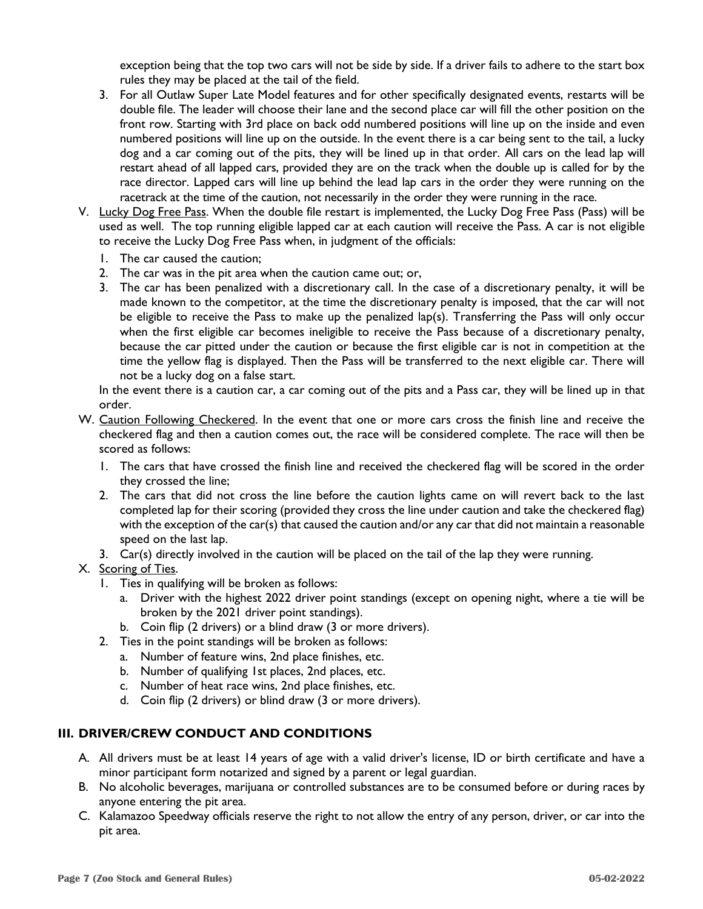exception being that the top two cars will not be side by side. If a driver fails to adhere to the start box rules they may be placed at the tail of the field.

3. For all Outlaw Super Late Model features and for other specifically designated events, restarts will be double file. The leader will choose their lane and the second place car will fill the other position on the front row. Starting with 3rd place on back odd numbered positions will line up on the inside and even numbered positions will line up on the outside. In the event there is a car being sent to the tail, a lucky dog and a car coming out of the pits, they will be lined up in that order. All cars on the lead lap will restart ahead of all lapped cars, provided they are on the track when the double up is called for by the race director. Lapped cars will line up behind the lead lap cars in the order they were running on the racetrack at the time of the caution, not necessarily in the order they were running in the race.

V. <u>Lucky Dog Free Pass</u>. When the double file restart is implemented, the Lucky Dog Free Pass (Pass) will be used as well. The top running eligible lapped car at each caution will receive the Pass. A car is not eligible to receive the Lucky Dog Free Pass when, in judgment of the officials:
   1. The car caused the caution;
   2. The car was in the pit area when the caution came out; or,
   3. The car has been penalized with a discretionary call. In the case of a discretionary penalty, it will be made known to the competitor, at the time the discretionary penalty is imposed, that the car will not be eligible to receive the Pass to make up the penalized lap(s). Transferring the Pass will only occur when the first eligible car becomes ineligible to receive the Pass because of a discretionary penalty, because the car pitted under the caution or because the first eligible car is not in competition at the time the yellow flag is displayed. Then the Pass will be transferred to the next eligible car. There will not be a lucky dog on a false start.

   In the event there is a caution car, a car coming out of the pits and a Pass car, they will be lined up in that order.

W. <u>Caution Following Checkered</u>. In the event that one or more cars cross the finish line and receive the checkered flag and then a caution comes out, the race will be considered complete. The race will then be scored as follows:
   1. The cars that have crossed the finish line and received the checkered flag will be scored in the order they crossed the line;
   2. The cars that did not cross the line before the caution lights came on will revert back to the last completed lap for their scoring (provided they cross the line under caution and take the checkered flag) with the exception of the car(s) that caused the caution and/or any car that did not maintain a reasonable speed on the last lap.
   3. Car(s) directly involved in the caution will be placed on the tail of the lap they were running.

X. <u>Scoring of Ties</u>.
   1. Ties in qualifying will be broken as follows:
      a. Driver with the highest 2022 driver point standings (except on opening night, where a tie will be broken by the 2021 driver point standings).
      b. Coin flip (2 drivers) or a blind draw (3 or more drivers).
   2. Ties in the point standings will be broken as follows:
      a. Number of feature wins, 2nd place finishes, etc.
      b. Number of qualifying 1st places, 2nd places, etc.
      c. Number of heat race wins, 2nd place finishes, etc.
      d. Coin flip (2 drivers) or blind draw (3 or more drivers).

## III. DRIVER/CREW CONDUCT AND CONDITIONS

A. All drivers must be at least 14 years of age with a valid driver's license, ID or birth certificate and have a minor participant form notarized and signed by a parent or legal guardian.

B. No alcoholic beverages, marijuana or controlled substances are to be consumed before or during races by anyone entering the pit area.

C. Kalamazoo Speedway officials reserve the right to not allow the entry of any person, driver, or car into the pit area.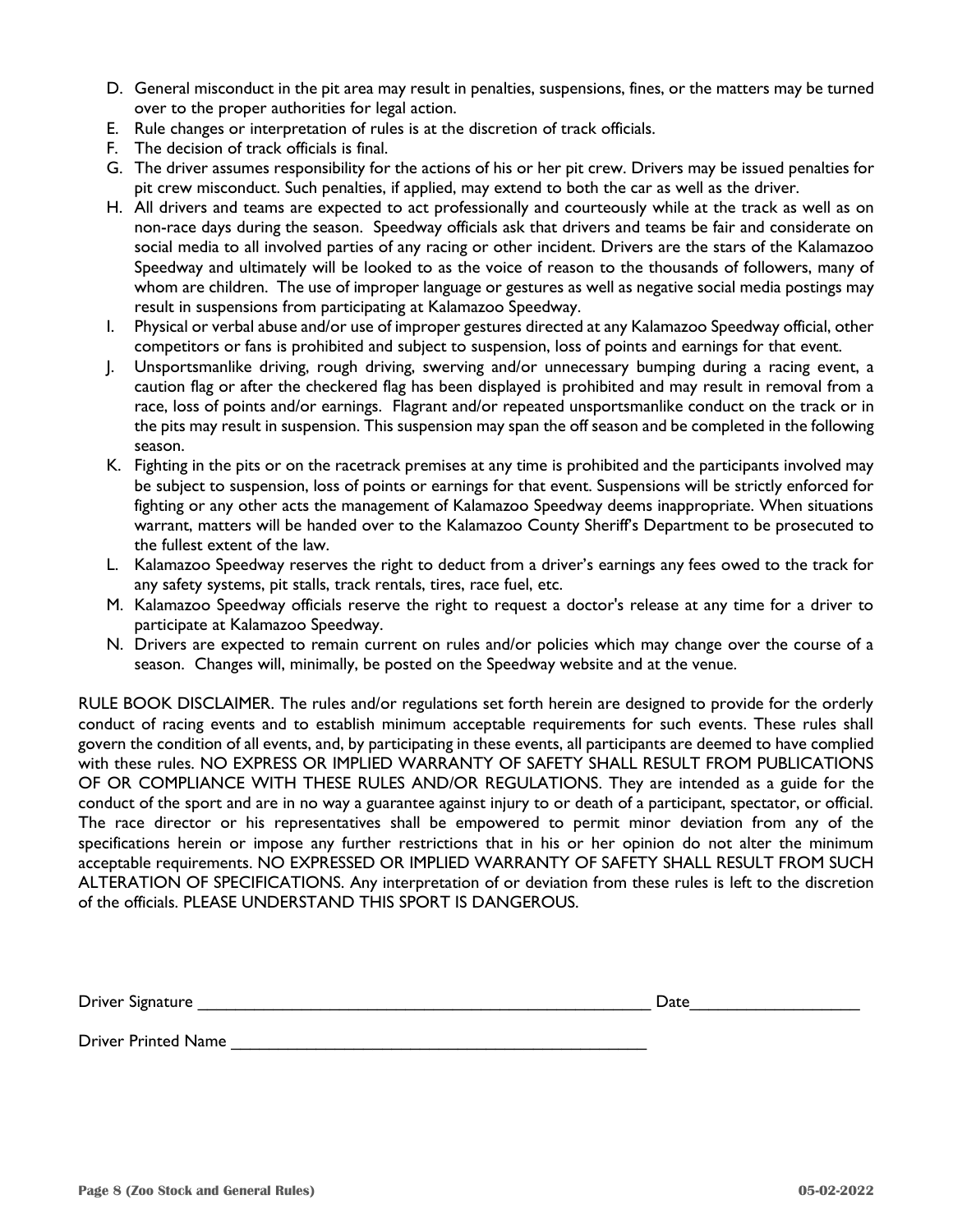D. General misconduct in the pit area may result in penalties, suspensions, fines, or the matters may be turned over to the proper authorities for legal action.
E. Rule changes or interpretation of rules is at the discretion of track officials.
F. The decision of track officials is final.
G. The driver assumes responsibility for the actions of his or her pit crew. Drivers may be issued penalties for pit crew misconduct. Such penalties, if applied, may extend to both the car as well as the driver.
H. All drivers and teams are expected to act professionally and courteously while at the track as well as on non-race days during the season. Speedway officials ask that drivers and teams be fair and considerate on social media to all involved parties of any racing or other incident. Drivers are the stars of the Kalamazoo Speedway and ultimately will be looked to as the voice of reason to the thousands of followers, many of whom are children. The use of improper language or gestures as well as negative social media postings may result in suspensions from participating at Kalamazoo Speedway.
I. Physical or verbal abuse and/or use of improper gestures directed at any Kalamazoo Speedway official, other competitors or fans is prohibited and subject to suspension, loss of points and earnings for that event.
J. Unsportsmanlike driving, rough driving, swerving and/or unnecessary bumping during a racing event, a caution flag or after the checkered flag has been displayed is prohibited and may result in removal from a race, loss of points and/or earnings. Flagrant and/or repeated unsportsmanlike conduct on the track or in the pits may result in suspension. This suspension may span the off season and be completed in the following season.
K. Fighting in the pits or on the racetrack premises at any time is prohibited and the participants involved may be subject to suspension, loss of points or earnings for that event. Suspensions will be strictly enforced for fighting or any other acts the management of Kalamazoo Speedway deems inappropriate. When situations warrant, matters will be handed over to the Kalamazoo County Sheriff's Department to be prosecuted to the fullest extent of the law.
L. Kalamazoo Speedway reserves the right to deduct from a driver's earnings any fees owed to the track for any safety systems, pit stalls, track rentals, tires, race fuel, etc.
M. Kalamazoo Speedway officials reserve the right to request a doctor's release at any time for a driver to participate at Kalamazoo Speedway.
N. Drivers are expected to remain current on rules and/or policies which may change over the course of a season. Changes will, minimally, be posted on the Speedway website and at the venue.

RULE BOOK DISCLAIMER. The rules and/or regulations set forth herein are designed to provide for the orderly conduct of racing events and to establish minimum acceptable requirements for such events. These rules shall govern the condition of all events, and, by participating in these events, all participants are deemed to have complied with these rules. NO EXPRESS OR IMPLIED WARRANTY OF SAFETY SHALL RESULT FROM PUBLICATIONS OF OR COMPLIANCE WITH THESE RULES AND/OR REGULATIONS. They are intended as a guide for the conduct of the sport and are in no way a guarantee against injury to or death of a participant, spectator, or official. The race director or his representatives shall be empowered to permit minor deviation from any of the specifications herein or impose any further restrictions that in his or her opinion do not alter the minimum acceptable requirements. NO EXPRESSED OR IMPLIED WARRANTY OF SAFETY SHALL RESULT FROM SUCH ALTERATION OF SPECIFICATIONS. Any interpretation of or deviation from these rules is left to the discretion of the officials. PLEASE UNDERSTAND THIS SPORT IS DANGEROUS.

Driver Signature ____________________________________________________ Date__________________

Driver Printed Name ________________________________________________